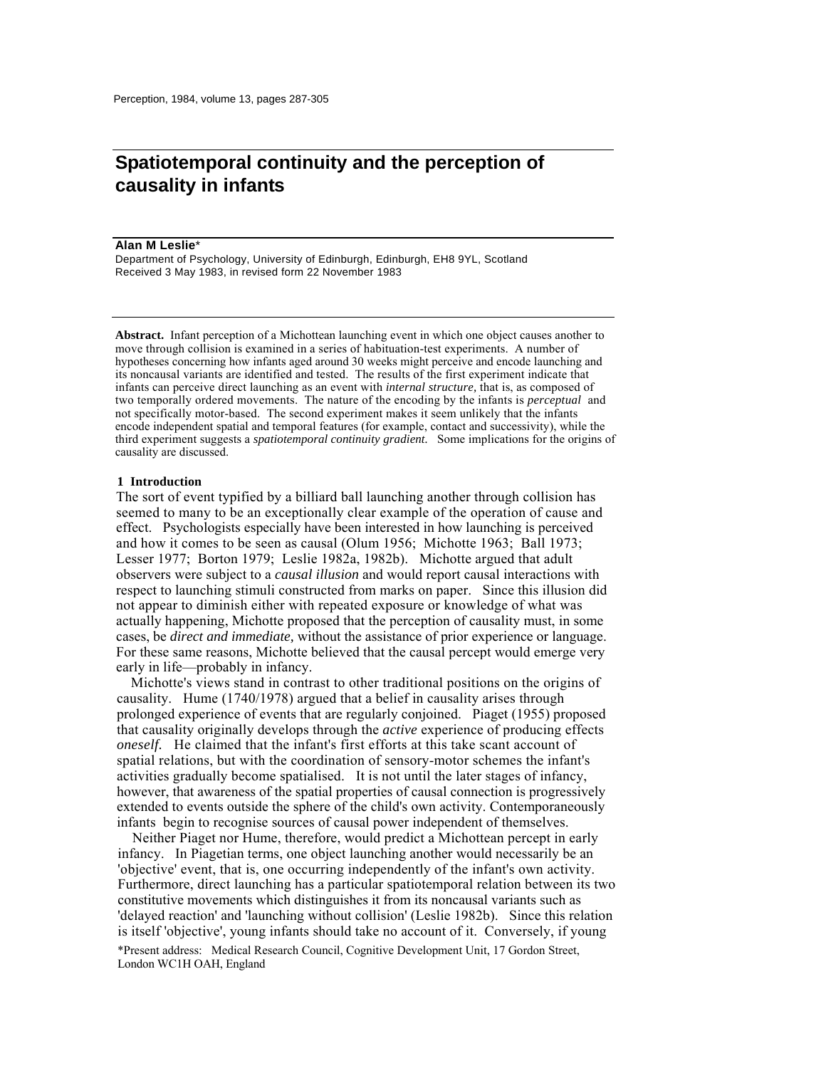# Spatiotemporal continuity and the perception of causality in infants

**Alan M Leslie***

Department of Psychology, University of Edinburgh, Edinburgh, EH8 9YL, Scotland
Received 3 May 1983, in revised form 22 November 1983

**Abstract.** Infant perception of a Michottean launching event in which one object causes another to move through collision is examined in a series of habituation-test experiments. A number of hypotheses concerning how infants aged around 30 weeks might perceive and encode launching and its noncausal variants are identified and tested. The results of the first experiment indicate that infants can perceive direct launching as an event with *internal structure,* that is, as composed of two temporally ordered movements. The nature of the encoding by the infants is *perceptual* and not specifically motor-based. The second experiment makes it seem unlikely that the infants encode independent spatial and temporal features (for example, contact and successivity), while the third experiment suggests a *spatiotemporal continuity gradient.* Some implications for the origins of causality are discussed.

## 1 Introduction

The sort of event typified by a billiard ball launching another through collision has seemed to many to be an exceptionally clear example of the operation of cause and effect. Psychologists especially have been interested in how launching is perceived and how it comes to be seen as causal (Olum 1956; Michotte 1963; Ball 1973; Lesser 1977; Borton 1979; Leslie 1982a, 1982b). Michotte argued that adult observers were subject to a *causal illusion* and would report causal interactions with respect to launching stimuli constructed from marks on paper. Since this illusion did not appear to diminish either with repeated exposure or knowledge of what was actually happening, Michotte proposed that the perception of causality must, in some cases, be *direct and immediate,* without the assistance of prior experience or language. For these same reasons, Michotte believed that the causal percept would emerge very early in life—probably in infancy.

Michotte's views stand in contrast to other traditional positions on the origins of causality. Hume (1740/1978) argued that a belief in causality arises through prolonged experience of events that are regularly conjoined. Piaget (1955) proposed that causality originally develops through the *active* experience of producing effects *oneself.* He claimed that the infant's first efforts at this take scant account of spatial relations, but with the coordination of sensory-motor schemes the infant's activities gradually become spatialised. It is not until the later stages of infancy, however, that awareness of the spatial properties of causal connection is progressively extended to events outside the sphere of the child's own activity. Contemporaneously infants begin to recognise sources of causal power independent of themselves.

Neither Piaget nor Hume, therefore, would predict a Michottean percept in early infancy. In Piagetian terms, one object launching another would necessarily be an 'objective' event, that is, one occurring independently of the infant's own activity. Furthermore, direct launching has a particular spatiotemporal relation between its two constitutive movements which distinguishes it from its noncausal variants such as 'delayed reaction' and 'launching without collision' (Leslie 1982b). Since this relation is itself 'objective', young infants should take no account of it. Conversely, if young

*Present address: Medical Research Council, Cognitive Development Unit, 17 Gordon Street, London WC1H OAH, England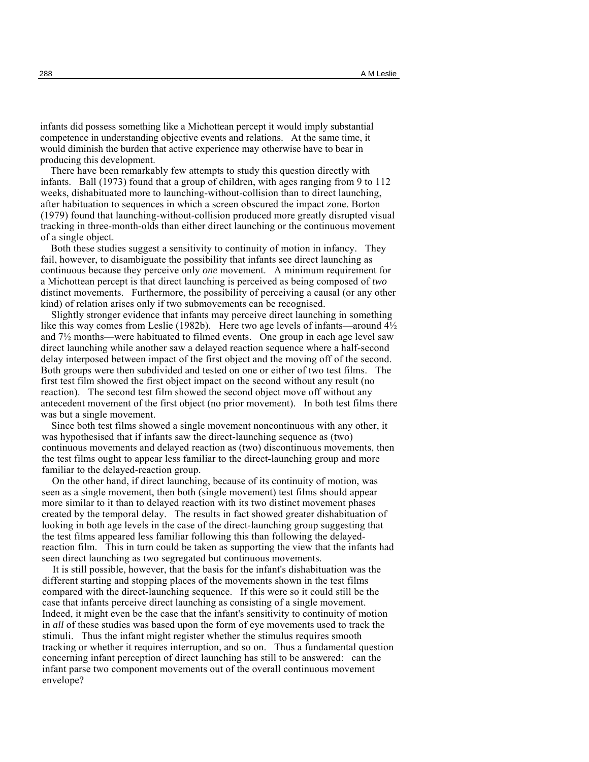infants did possess something like a Michottean percept it would imply substantial competence in understanding objective events and relations. At the same time, it would diminish the burden that active experience may otherwise have to bear in producing this development.

There have been remarkably few attempts to study this question directly with infants. Ball (1973) found that a group of children, with ages ranging from 9 to 112 weeks, dishabituated more to launching-without-collision than to direct launching, after habituation to sequences in which a screen obscured the impact zone. Borton (1979) found that launching-without-collision produced more greatly disrupted visual tracking in three-month-olds than either direct launching or the continuous movement of a single object.

Both these studies suggest a sensitivity to continuity of motion in infancy. They fail, however, to disambiguate the possibility that infants see direct launching as continuous because they perceive only *one* movement. A minimum requirement for a Michottean percept is that direct launching is perceived as being composed of *two* distinct movements. Furthermore, the possibility of perceiving a causal (or any other kind) of relation arises only if two submovements can be recognised.

Slightly stronger evidence that infants may perceive direct launching in something like this way comes from Leslie (1982b). Here two age levels of infants—around 4½ and 7½ months—were habituated to filmed events. One group in each age level saw direct launching while another saw a delayed reaction sequence where a half-second delay interposed between impact of the first object and the moving off of the second. Both groups were then subdivided and tested on one or either of two test films. The first test film showed the first object impact on the second without any result (no reaction). The second test film showed the second object move off without any antecedent movement of the first object (no prior movement). In both test films there was but a single movement.

Since both test films showed a single movement noncontinuous with any other, it was hypothesised that if infants saw the direct-launching sequence as (two) continuous movements and delayed reaction as (two) discontinuous movements, then the test films ought to appear less familiar to the direct-launching group and more familiar to the delayed-reaction group.

On the other hand, if direct launching, because of its continuity of motion, was seen as a single movement, then both (single movement) test films should appear more similar to it than to delayed reaction with its two distinct movement phases created by the temporal delay. The results in fact showed greater dishabituation of looking in both age levels in the case of the direct-launching group suggesting that the test films appeared less familiar following this than following the delayed-reaction film. This in turn could be taken as supporting the view that the infants had seen direct launching as two segregated but continuous movements.

It is still possible, however, that the basis for the infant's dishabituation was the different starting and stopping places of the movements shown in the test films compared with the direct-launching sequence. If this were so it could still be the case that infants perceive direct launching as consisting of a single movement. Indeed, it might even be the case that the infant's sensitivity to continuity of motion in *all* of these studies was based upon the form of eye movements used to track the stimuli. Thus the infant might register whether the stimulus requires smooth tracking or whether it requires interruption, and so on. Thus a fundamental question concerning infant perception of direct launching has still to be answered: can the infant parse two component movements out of the overall continuous movement envelope?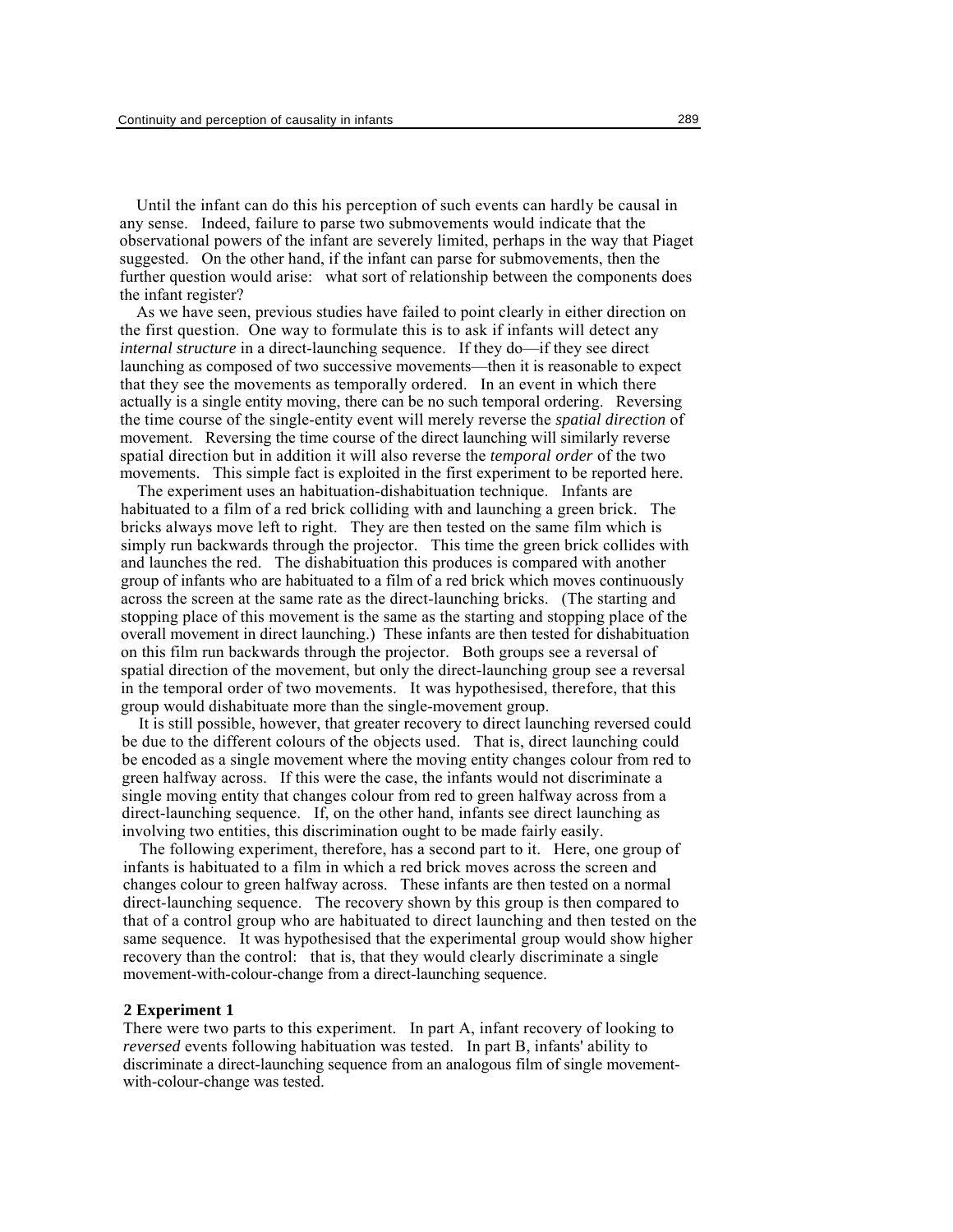Until the infant can do this his perception of such events can hardly be causal in any sense. Indeed, failure to parse two submovements would indicate that the observational powers of the infant are severely limited, perhaps in the way that Piaget suggested. On the other hand, if the infant can parse for submovements, then the further question would arise: what sort of relationship between the components does the infant register?

As we have seen, previous studies have failed to point clearly in either direction on the first question. One way to formulate this is to ask if infants will detect any *internal structure* in a direct-launching sequence. If they do—if they see direct launching as composed of two successive movements—then it is reasonable to expect that they see the movements as temporally ordered. In an event in which there actually is a single entity moving, there can be no such temporal ordering. Reversing the time course of the single-entity event will merely reverse the *spatial direction* of movement. Reversing the time course of the direct launching will similarly reverse spatial direction but in addition it will also reverse the *temporal order* of the two movements. This simple fact is exploited in the first experiment to be reported here.

The experiment uses an habituation-dishabituation technique. Infants are habituated to a film of a red brick colliding with and launching a green brick. The bricks always move left to right. They are then tested on the same film which is simply run backwards through the projector. This time the green brick collides with and launches the red. The dishabituation this produces is compared with another group of infants who are habituated to a film of a red brick which moves continuously across the screen at the same rate as the direct-launching bricks. (The starting and stopping place of this movement is the same as the starting and stopping place of the overall movement in direct launching.) These infants are then tested for dishabituation on this film run backwards through the projector. Both groups see a reversal of spatial direction of the movement, but only the direct-launching group see a reversal in the temporal order of two movements. It was hypothesised, therefore, that this group would dishabituate more than the single-movement group.

It is still possible, however, that greater recovery to direct launching reversed could be due to the different colours of the objects used. That is, direct launching could be encoded as a single movement where the moving entity changes colour from red to green halfway across. If this were the case, the infants would not discriminate a single moving entity that changes colour from red to green halfway across from a direct-launching sequence. If, on the other hand, infants see direct launching as involving two entities, this discrimination ought to be made fairly easily.

The following experiment, therefore, has a second part to it. Here, one group of infants is habituated to a film in which a red brick moves across the screen and changes colour to green halfway across. These infants are then tested on a normal direct-launching sequence. The recovery shown by this group is then compared to that of a control group who are habituated to direct launching and then tested on the same sequence. It was hypothesised that the experimental group would show higher recovery than the control: that is, that they would clearly discriminate a single movement-with-colour-change from a direct-launching sequence.

## 2 Experiment 1

There were two parts to this experiment. In part A, infant recovery of looking to *reversed* events following habituation was tested. In part B, infants' ability to discriminate a direct-launching sequence from an analogous film of single movement-with-colour-change was tested.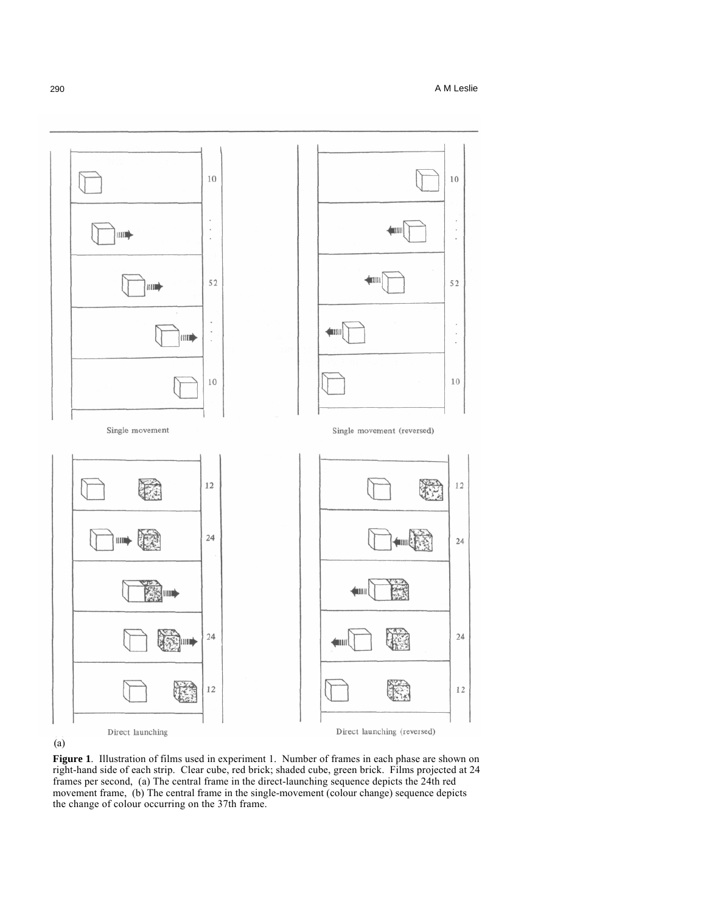Single movement

Single movement (reversed)

Direct launching

Direct launching (reversed)

(a)

**Figure 1**. Illustration of films used in experiment 1. Number of frames in each phase are shown on right-hand side of each strip. Clear cube, red brick; shaded cube, green brick. Films projected at 24 frames per second, (a) The central frame in the direct-launching sequence depicts the 24th red movement frame, (b) The central frame in the single-movement (colour change) sequence depicts the change of colour occurring on the 37th frame.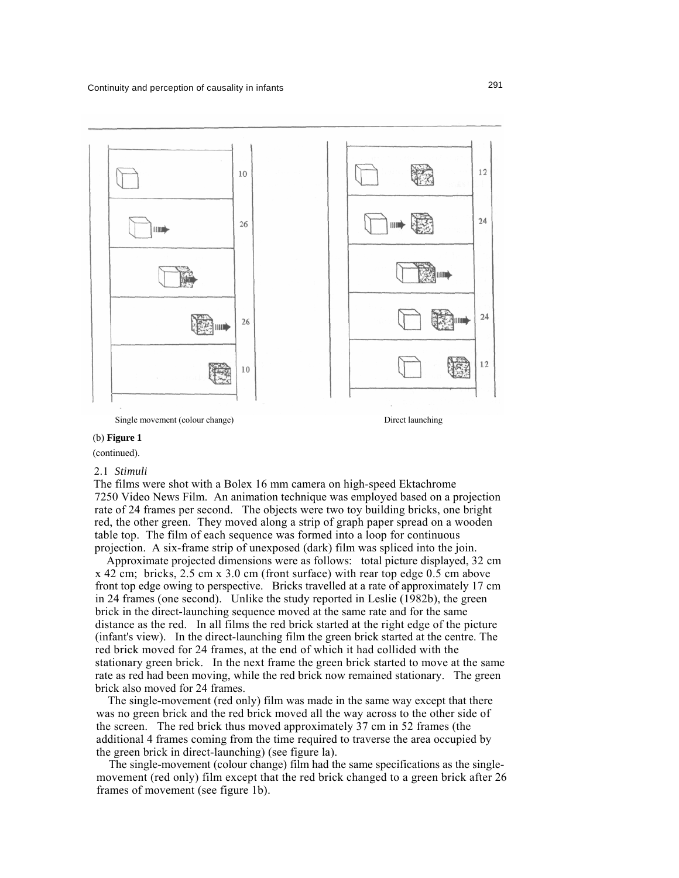Single movement (colour change)

Direct launching

(b) **Figure 1**

(continued).

### 2.1 *Stimuli*

The films were shot with a Bolex 16 mm camera on high-speed Ektachrome 7250 Video News Film. An animation technique was employed based on a projection rate of 24 frames per second. The objects were two toy building bricks, one bright red, the other green. They moved along a strip of graph paper spread on a wooden table top. The film of each sequence was formed into a loop for continuous projection. A six-frame strip of unexposed (dark) film was spliced into the join.

Approximate projected dimensions were as follows: total picture displayed, 32 cm x 42 cm; bricks, 2.5 cm x 3.0 cm (front surface) with rear top edge 0.5 cm above front top edge owing to perspective. Bricks travelled at a rate of approximately 17 cm in 24 frames (one second). Unlike the study reported in Leslie (1982b), the green brick in the direct-launching sequence moved at the same rate and for the same distance as the red. In all films the red brick started at the right edge of the picture (infant's view). In the direct-launching film the green brick started at the centre. The red brick moved for 24 frames, at the end of which it had collided with the stationary green brick. In the next frame the green brick started to move at the same rate as red had been moving, while the red brick now remained stationary. The green brick also moved for 24 frames.

The single-movement (red only) film was made in the same way except that there was no green brick and the red brick moved all the way across to the other side of the screen. The red brick thus moved approximately 37 cm in 52 frames (the additional 4 frames coming from the time required to traverse the area occupied by the green brick in direct-launching) (see figure la).

The single-movement (colour change) film had the same specifications as the single-movement (red only) film except that the red brick changed to a green brick after 26 frames of movement (see figure 1b).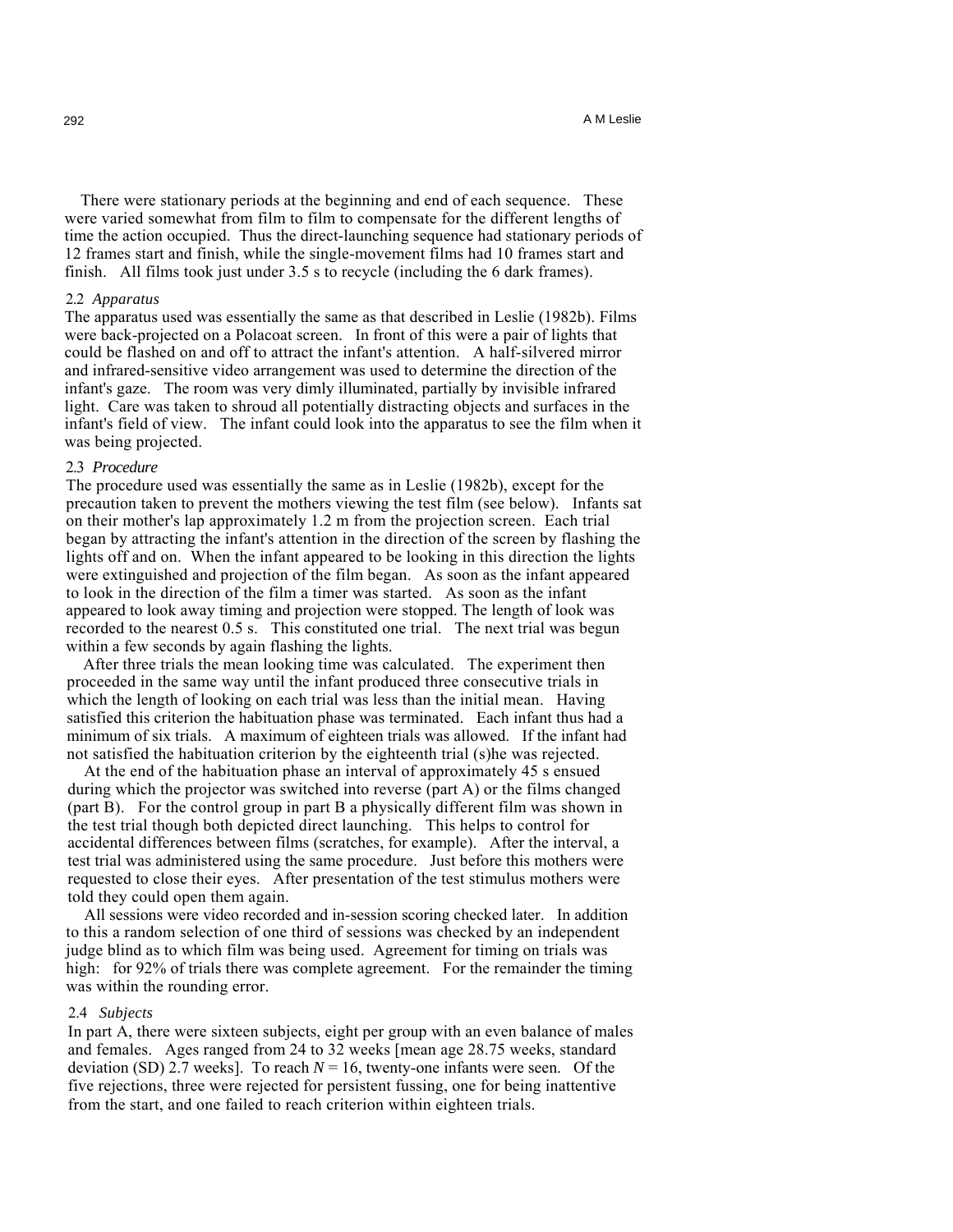There were stationary periods at the beginning and end of each sequence. These were varied somewhat from film to film to compensate for the different lengths of time the action occupied. Thus the direct-launching sequence had stationary periods of 12 frames start and finish, while the single-movement films had 10 frames start and finish. All films took just under 3.5 s to recycle (including the 6 dark frames).

### 2.2 *Apparatus*

The apparatus used was essentially the same as that described in Leslie (1982b). Films were back-projected on a Polacoat screen. In front of this were a pair of lights that could be flashed on and off to attract the infant's attention. A half-silvered mirror and infrared-sensitive video arrangement was used to determine the direction of the infant's gaze. The room was very dimly illuminated, partially by invisible infrared light. Care was taken to shroud all potentially distracting objects and surfaces in the infant's field of view. The infant could look into the apparatus to see the film when it was being projected.

### 2.3 *Procedure*

The procedure used was essentially the same as in Leslie (1982b), except for the precaution taken to prevent the mothers viewing the test film (see below). Infants sat on their mother's lap approximately 1.2 m from the projection screen. Each trial began by attracting the infant's attention in the direction of the screen by flashing the lights off and on. When the infant appeared to be looking in this direction the lights were extinguished and projection of the film began. As soon as the infant appeared to look in the direction of the film a timer was started. As soon as the infant appeared to look away timing and projection were stopped. The length of look was recorded to the nearest 0.5 s. This constituted one trial. The next trial was begun within a few seconds by again flashing the lights.

After three trials the mean looking time was calculated. The experiment then proceeded in the same way until the infant produced three consecutive trials in which the length of looking on each trial was less than the initial mean. Having satisfied this criterion the habituation phase was terminated. Each infant thus had a minimum of six trials. A maximum of eighteen trials was allowed. If the infant had not satisfied the habituation criterion by the eighteenth trial (s)he was rejected.

At the end of the habituation phase an interval of approximately 45 s ensued during which the projector was switched into reverse (part A) or the films changed (part B). For the control group in part B a physically different film was shown in the test trial though both depicted direct launching. This helps to control for accidental differences between films (scratches, for example). After the interval, a test trial was administered using the same procedure. Just before this mothers were requested to close their eyes. After presentation of the test stimulus mothers were told they could open them again.

All sessions were video recorded and in-session scoring checked later. In addition to this a random selection of one third of sessions was checked by an independent judge blind as to which film was being used. Agreement for timing on trials was high: for 92% of trials there was complete agreement. For the remainder the timing was within the rounding error.

### 2.4 *Subjects*

In part A, there were sixteen subjects, eight per group with an even balance of males and females. Ages ranged from 24 to 32 weeks [mean age 28.75 weeks, standard deviation (SD) 2.7 weeks]. To reach $N = 16$, twenty-one infants were seen. Of the five rejections, three were rejected for persistent fussing, one for being inattentive from the start, and one failed to reach criterion within eighteen trials.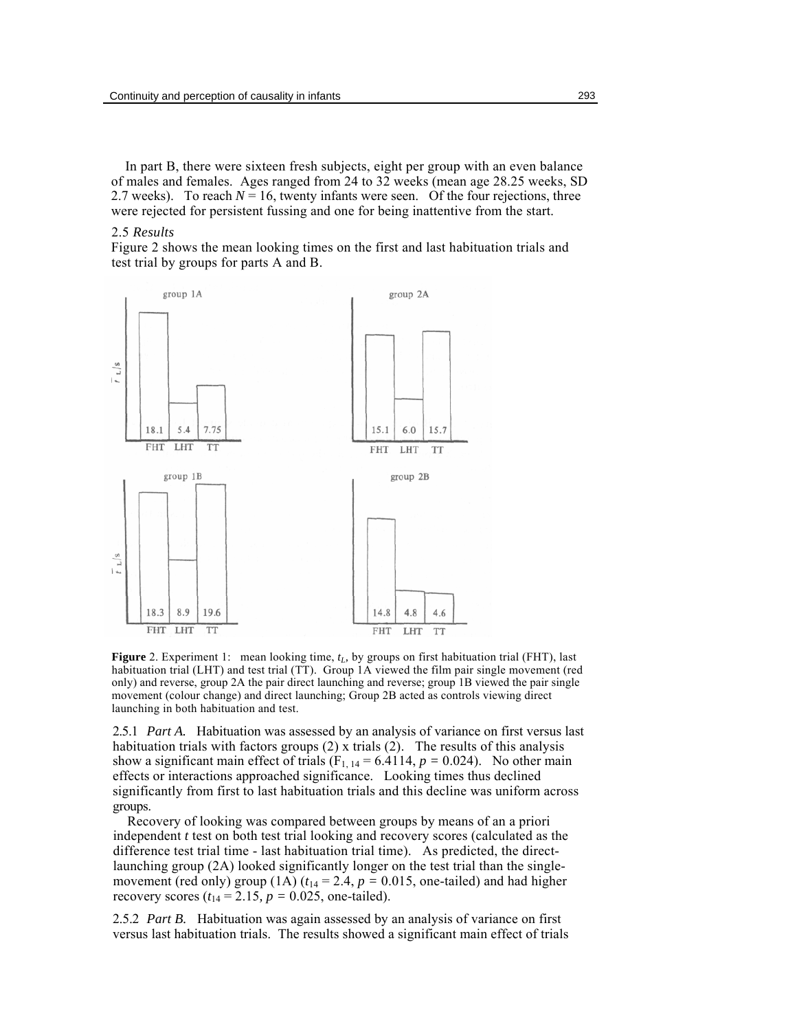In part B, there were sixteen fresh subjects, eight per group with an even balance of males and females. Ages ranged from 24 to 32 weeks (mean age 28.25 weeks, SD 2.7 weeks). To reach $N = 16$, twenty infants were seen. Of the four rejections, three were rejected for persistent fussing and one for being inattentive from the start.

### 2.5 *Results*

Figure 2 shows the mean looking times on the first and last habituation trials and test trial by groups for parts A and B.

**Figure** 2. Experiment 1: mean looking time, $t_L$, by groups on first habituation trial (FHT), last habituation trial (LHT) and test trial (TT). Group 1A viewed the film pair single movement (red only) and reverse, group 2A the pair direct launching and reverse; group 1B viewed the pair single movement (colour change) and direct launching; Group 2B acted as controls viewing direct launching in both habituation and test.

2.5.1 *Part A.* Habituation was assessed by an analysis of variance on first versus last habituation trials with factors groups (2) x trials (2). The results of this analysis show a significant main effect of trials ($F_{1, 14} = 6.4114$, $p = 0.024$). No other main effects or interactions approached significance. Looking times thus declined significantly from first to last habituation trials and this decline was uniform across groups.

Recovery of looking was compared between groups by means of an a priori independent *t* test on both test trial looking and recovery scores (calculated as the difference test trial time - last habituation trial time). As predicted, the direct-launching group (2A) looked significantly longer on the test trial than the single-movement (red only) group (1A) ($t_{14} = 2.4$, $p = 0.015$, one-tailed) and had higher recovery scores ($t_{14} = 2.15$, $p = 0.025$, one-tailed).

2.5.2 *Part B.* Habituation was again assessed by an analysis of variance on first versus last habituation trials. The results showed a significant main effect of trials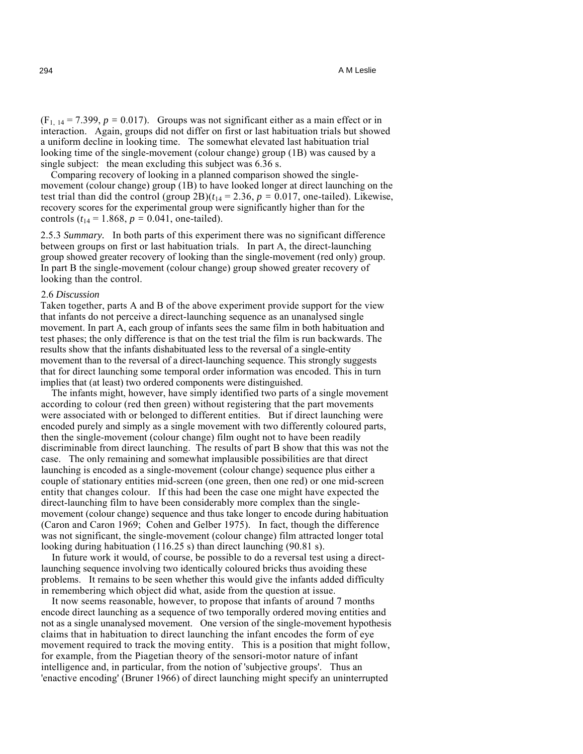($F_{1, 14} = 7.399$, $p = 0.017$). Groups was not significant either as a main effect or in interaction. Again, groups did not differ on first or last habituation trials but showed a uniform decline in looking time. The somewhat elevated last habituation trial looking time of the single-movement (colour change) group (1B) was caused by a single subject: the mean excluding this subject was 6.36 s.

Comparing recovery of looking in a planned comparison showed the single-movement (colour change) group (1B) to have looked longer at direct launching on the test trial than did the control (group 2B)($t_{14} = 2.36$, $p = 0.017$, one-tailed). Likewise, recovery scores for the experimental group were significantly higher than for the controls ($t_{14} = 1.868$, $p = 0.041$, one-tailed).

2.5.3 *Summary.* In both parts of this experiment there was no significant difference between groups on first or last habituation trials. In part A, the direct-launching group showed greater recovery of looking than the single-movement (red only) group. In part B the single-movement (colour change) group showed greater recovery of looking than the control.

### 2.6 *Discussion*

Taken together, parts A and B of the above experiment provide support for the view that infants do not perceive a direct-launching sequence as an unanalysed single movement. In part A, each group of infants sees the same film in both habituation and test phases; the only difference is that on the test trial the film is run backwards. The results show that the infants dishabituated less to the reversal of a single-entity movement than to the reversal of a direct-launching sequence. This strongly suggests that for direct launching some temporal order information was encoded. This in turn implies that (at least) two ordered components were distinguished.

The infants might, however, have simply identified two parts of a single movement according to colour (red then green) without registering that the part movements were associated with or belonged to different entities. But if direct launching were encoded purely and simply as a single movement with two differently coloured parts, then the single-movement (colour change) film ought not to have been readily discriminable from direct launching. The results of part B show that this was not the case. The only remaining and somewhat implausible possibilities are that direct launching is encoded as a single-movement (colour change) sequence plus either a couple of stationary entities mid-screen (one green, then one red) or one mid-screen entity that changes colour. If this had been the case one might have expected the direct-launching film to have been considerably more complex than the single-movement (colour change) sequence and thus take longer to encode during habituation (Caron and Caron 1969; Cohen and Gelber 1975). In fact, though the difference was not significant, the single-movement (colour change) film attracted longer total looking during habituation (116.25 s) than direct launching (90.81 s).

In future work it would, of course, be possible to do a reversal test using a direct-launching sequence involving two identically coloured bricks thus avoiding these problems. It remains to be seen whether this would give the infants added difficulty in remembering which object did what, aside from the question at issue.

It now seems reasonable, however, to propose that infants of around 7 months encode direct launching as a sequence of two temporally ordered moving entities and not as a single unanalysed movement. One version of the single-movement hypothesis claims that in habituation to direct launching the infant encodes the form of eye movement required to track the moving entity. This is a position that might follow, for example, from the Piagetian theory of the sensori-motor nature of infant intelligence and, in particular, from the notion of 'subjective groups'. Thus an 'enactive encoding' (Bruner 1966) of direct launching might specify an uninterrupted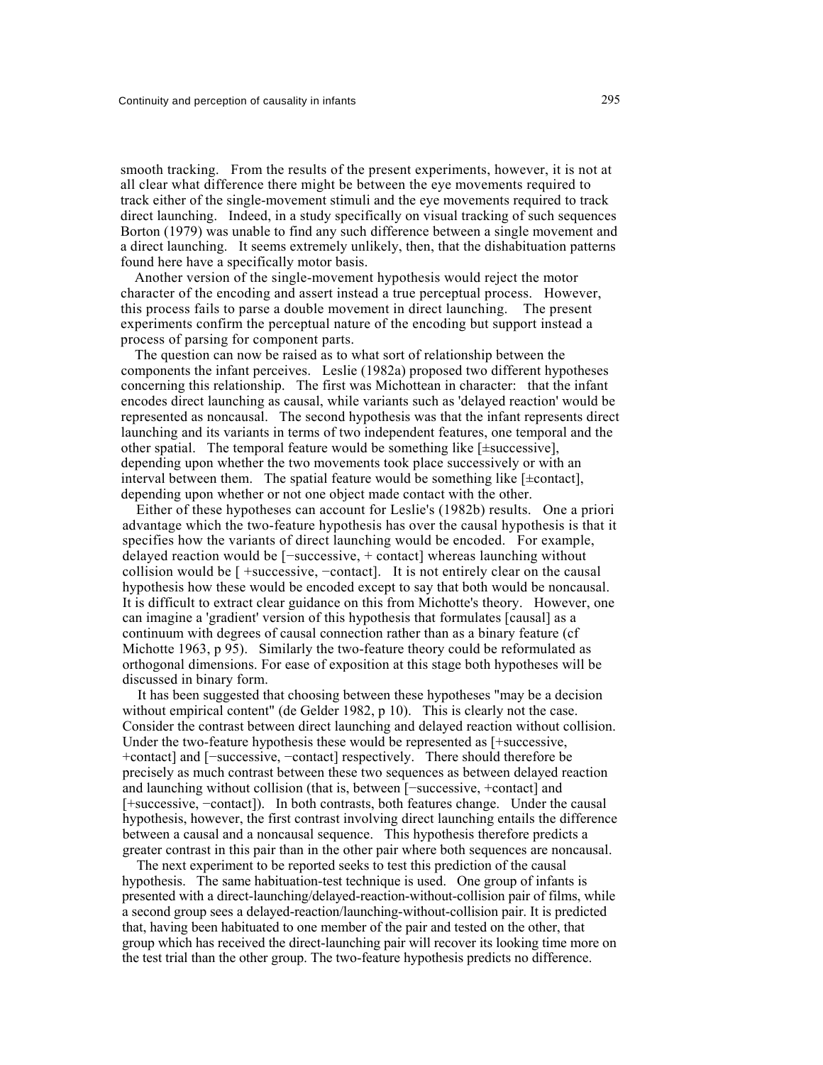smooth tracking. From the results of the present experiments, however, it is not at all clear what difference there might be between the eye movements required to track either of the single-movement stimuli and the eye movements required to track direct launching. Indeed, in a study specifically on visual tracking of such sequences Borton (1979) was unable to find any such difference between a single movement and a direct launching. It seems extremely unlikely, then, that the dishabituation patterns found here have a specifically motor basis.

Another version of the single-movement hypothesis would reject the motor character of the encoding and assert instead a true perceptual process. However, this process fails to parse a double movement in direct launching. The present experiments confirm the perceptual nature of the encoding but support instead a process of parsing for component parts.

The question can now be raised as to what sort of relationship between the components the infant perceives. Leslie (1982a) proposed two different hypotheses concerning this relationship. The first was Michottean in character: that the infant encodes direct launching as causal, while variants such as 'delayed reaction' would be represented as noncausal. The second hypothesis was that the infant represents direct launching and its variants in terms of two independent features, one temporal and the other spatial. The temporal feature would be something like [±successive], depending upon whether the two movements took place successively or with an interval between them. The spatial feature would be something like [±contact], depending upon whether or not one object made contact with the other.

Either of these hypotheses can account for Leslie's (1982b) results. One a priori advantage which the two-feature hypothesis has over the causal hypothesis is that it specifies how the variants of direct launching would be encoded. For example, delayed reaction would be [−successive, + contact] whereas launching without collision would be [ +successive, −contact]. It is not entirely clear on the causal hypothesis how these would be encoded except to say that both would be noncausal. It is difficult to extract clear guidance on this from Michotte's theory. However, one can imagine a 'gradient' version of this hypothesis that formulates [causal] as a continuum with degrees of causal connection rather than as a binary feature (cf Michotte 1963, p 95). Similarly the two-feature theory could be reformulated as orthogonal dimensions. For ease of exposition at this stage both hypotheses will be discussed in binary form.

It has been suggested that choosing between these hypotheses "may be a decision without empirical content" (de Gelder 1982, p 10). This is clearly not the case. Consider the contrast between direct launching and delayed reaction without collision. Under the two-feature hypothesis these would be represented as [+successive, +contact] and [−successive, −contact] respectively. There should therefore be precisely as much contrast between these two sequences as between delayed reaction and launching without collision (that is, between [−successive, +contact] and [+successive, −contact]). In both contrasts, both features change. Under the causal hypothesis, however, the first contrast involving direct launching entails the difference between a causal and a noncausal sequence. This hypothesis therefore predicts a greater contrast in this pair than in the other pair where both sequences are noncausal.

The next experiment to be reported seeks to test this prediction of the causal hypothesis. The same habituation-test technique is used. One group of infants is presented with a direct-launching/delayed-reaction-without-collision pair of films, while a second group sees a delayed-reaction/launching-without-collision pair. It is predicted that, having been habituated to one member of the pair and tested on the other, that group which has received the direct-launching pair will recover its looking time more on the test trial than the other group. The two-feature hypothesis predicts no difference.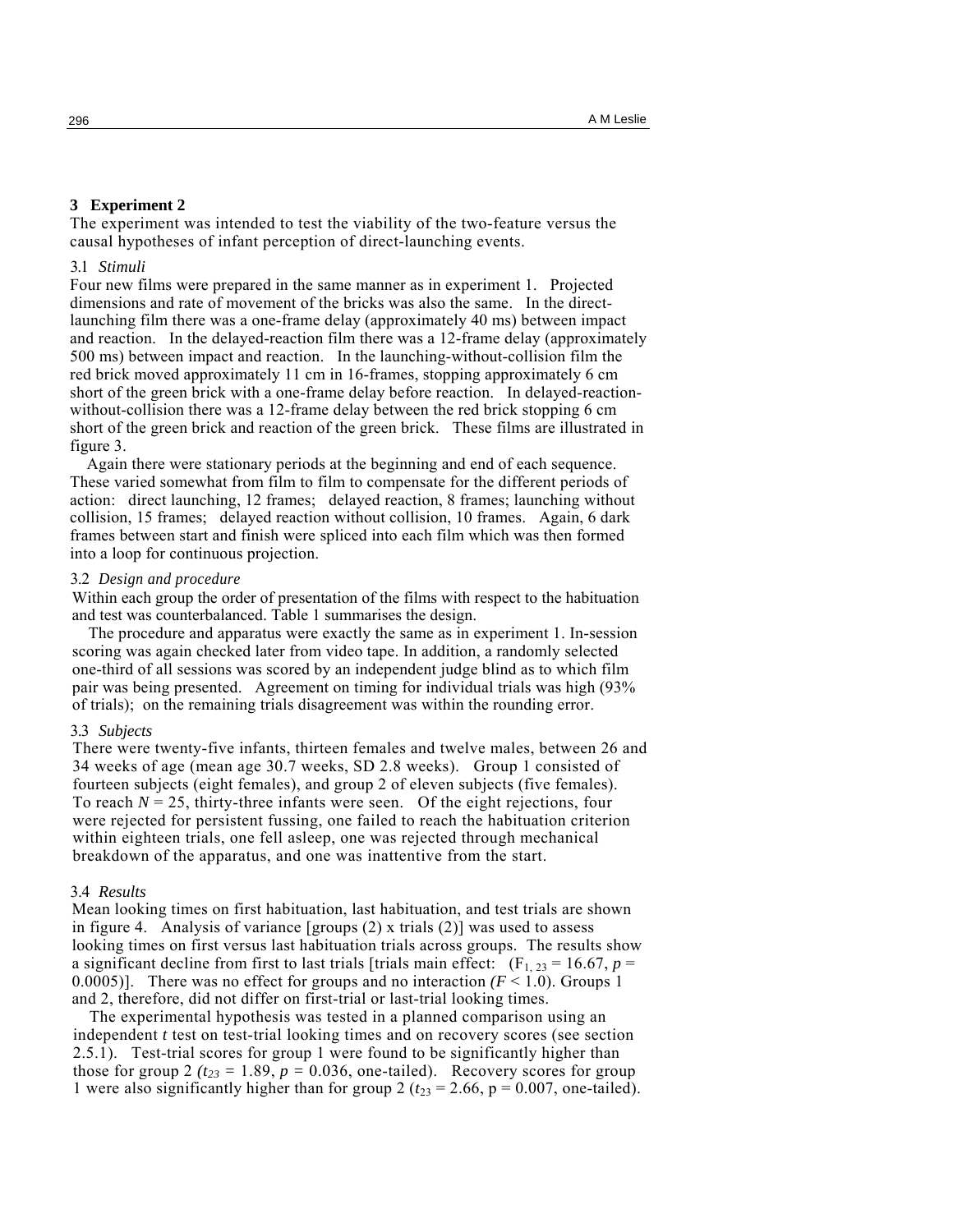## 3 Experiment 2

The experiment was intended to test the viability of the two-feature versus the causal hypotheses of infant perception of direct-launching events.

### 3.1 *Stimuli*

Four new films were prepared in the same manner as in experiment 1. Projected dimensions and rate of movement of the bricks was also the same. In the direct-launching film there was a one-frame delay (approximately 40 ms) between impact and reaction. In the delayed-reaction film there was a 12-frame delay (approximately 500 ms) between impact and reaction. In the launching-without-collision film the red brick moved approximately 11 cm in 16-frames, stopping approximately 6 cm short of the green brick with a one-frame delay before reaction. In delayed-reaction-without-collision there was a 12-frame delay between the red brick stopping 6 cm short of the green brick and reaction of the green brick. These films are illustrated in figure 3.

Again there were stationary periods at the beginning and end of each sequence. These varied somewhat from film to film to compensate for the different periods of action: direct launching, 12 frames; delayed reaction, 8 frames; launching without collision, 15 frames; delayed reaction without collision, 10 frames. Again, 6 dark frames between start and finish were spliced into each film which was then formed into a loop for continuous projection.

### 3.2 *Design and procedure*

Within each group the order of presentation of the films with respect to the habituation and test was counterbalanced. Table 1 summarises the design.

The procedure and apparatus were exactly the same as in experiment 1. In-session scoring was again checked later from video tape. In addition, a randomly selected one-third of all sessions was scored by an independent judge blind as to which film pair was being presented. Agreement on timing for individual trials was high (93% of trials); on the remaining trials disagreement was within the rounding error.

### 3.3 *Subjects*

There were twenty-five infants, thirteen females and twelve males, between 26 and 34 weeks of age (mean age 30.7 weeks, SD 2.8 weeks). Group 1 consisted of fourteen subjects (eight females), and group 2 of eleven subjects (five females). To reach $N = 25$, thirty-three infants were seen. Of the eight rejections, four were rejected for persistent fussing, one failed to reach the habituation criterion within eighteen trials, one fell asleep, one was rejected through mechanical breakdown of the apparatus, and one was inattentive from the start.

### 3.4 *Results*

Mean looking times on first habituation, last habituation, and test trials are shown in figure 4. Analysis of variance [groups (2) x trials (2)] was used to assess looking times on first versus last habituation trials across groups. The results show a significant decline from first to last trials [trials main effect: ($F_{1,\,23} = 16.67$, $p = 0.0005$)]. There was no effect for groups and no interaction ($F < 1.0$). Groups 1 and 2, therefore, did not differ on first-trial or last-trial looking times.

The experimental hypothesis was tested in a planned comparison using an independent *t* test on test-trial looking times and on recovery scores (see section 2.5.1). Test-trial scores for group 1 were found to be significantly higher than those for group 2 ($t_{23} = 1.89$, $p = 0.036$, one-tailed). Recovery scores for group 1 were also significantly higher than for group 2 ($t_{23} = 2.66$, $p = 0.007$, one-tailed).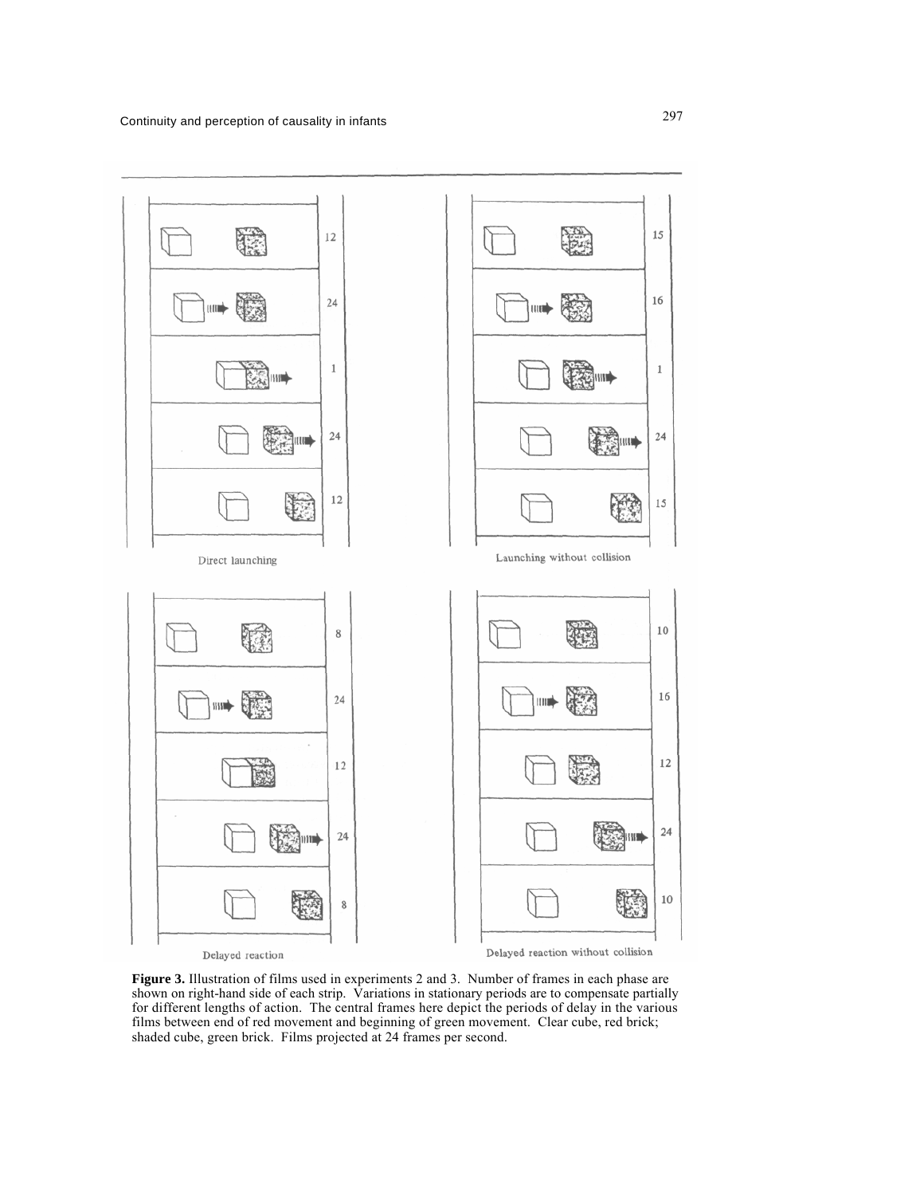**Figure 3.** Illustration of films used in experiments 2 and 3. Number of frames in each phase are shown on right-hand side of each strip. Variations in stationary periods are to compensate partially for different lengths of action. The central frames here depict the periods of delay in the various films between end of red movement and beginning of green movement. Clear cube, red brick; shaded cube, green brick. Films projected at 24 frames per second.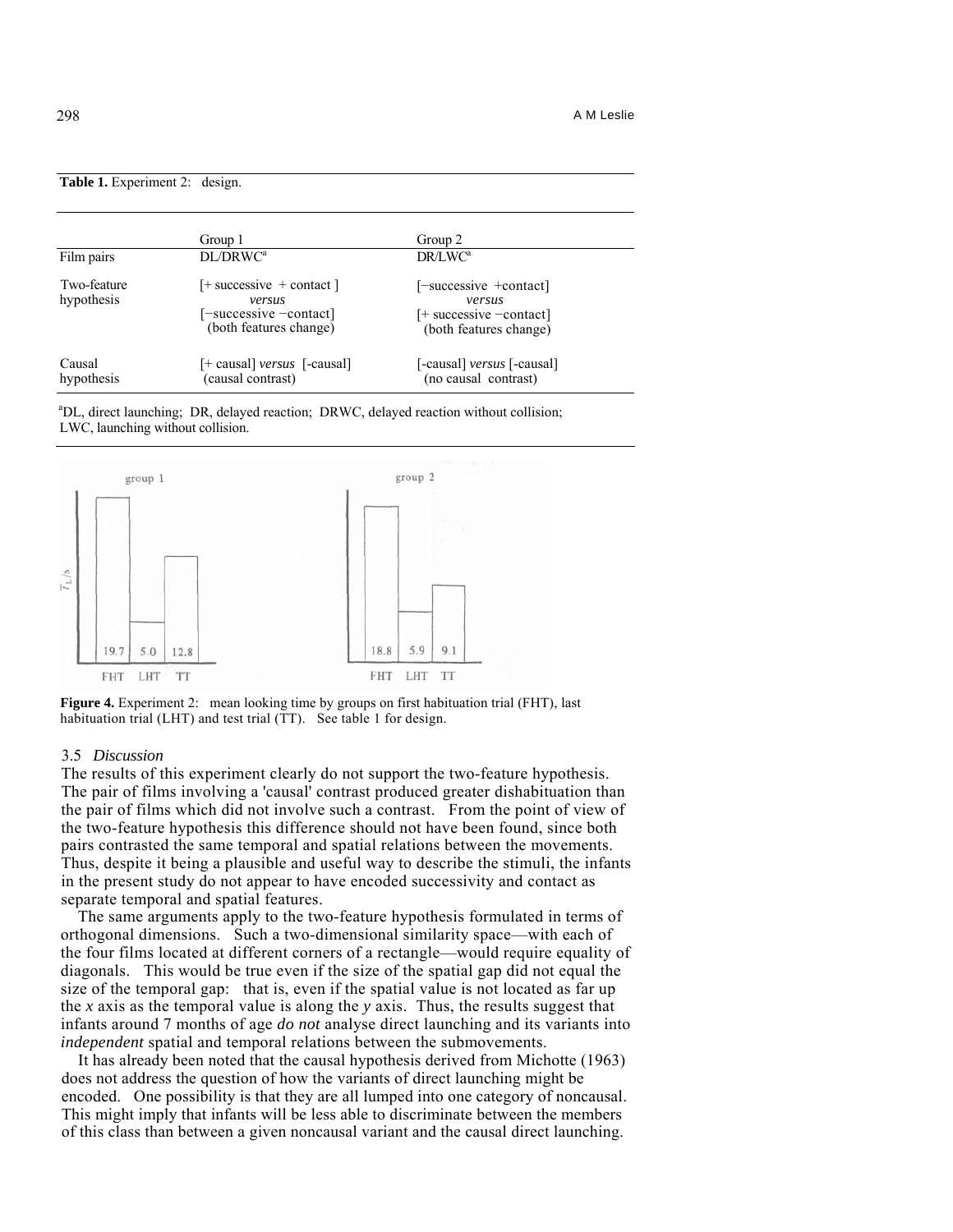**Table 1.** Experiment 2: design.

| | Group 1 | Group 2 |
|---|---|---|
| Film pairs | DL/DRWC[a] | DR/LWC[a] |
| Two-feature hypothesis | [+ successive + contact ] *versus* [−successive −contact] (both features change) | [−successive +contact] *versus* [+ successive −contact] (both features change) |
| Causal hypothesis | [+ causal] *versus* [-causal] (causal contrast) | [-causal] *versus* [-causal] (no causal contrast) |

[a]DL, direct launching; DR, delayed reaction; DRWC, delayed reaction without collision; LWC, launching without collision.

**Figure 4.** Experiment 2: mean looking time by groups on first habituation trial (FHT), last habituation trial (LHT) and test trial (TT). See table 1 for design.

### 3.5 *Discussion*

The results of this experiment clearly do not support the two-feature hypothesis. The pair of films involving a 'causal' contrast produced greater dishabituation than the pair of films which did not involve such a contrast. From the point of view of the two-feature hypothesis this difference should not have been found, since both pairs contrasted the same temporal and spatial relations between the movements. Thus, despite it being a plausible and useful way to describe the stimuli, the infants in the present study do not appear to have encoded successivity and contact as separate temporal and spatial features.

The same arguments apply to the two-feature hypothesis formulated in terms of orthogonal dimensions. Such a two-dimensional similarity space—with each of the four films located at different corners of a rectangle—would require equality of diagonals. This would be true even if the size of the spatial gap did not equal the size of the temporal gap: that is, even if the spatial value is not located as far up the $x$ axis as the temporal value is along the $y$ axis. Thus, the results suggest that infants around 7 months of age *do not* analyse direct launching and its variants into *independent* spatial and temporal relations between the submovements.

It has already been noted that the causal hypothesis derived from Michotte (1963) does not address the question of how the variants of direct launching might be encoded. One possibility is that they are all lumped into one category of noncausal. This might imply that infants will be less able to discriminate between the members of this class than between a given noncausal variant and the causal direct launching.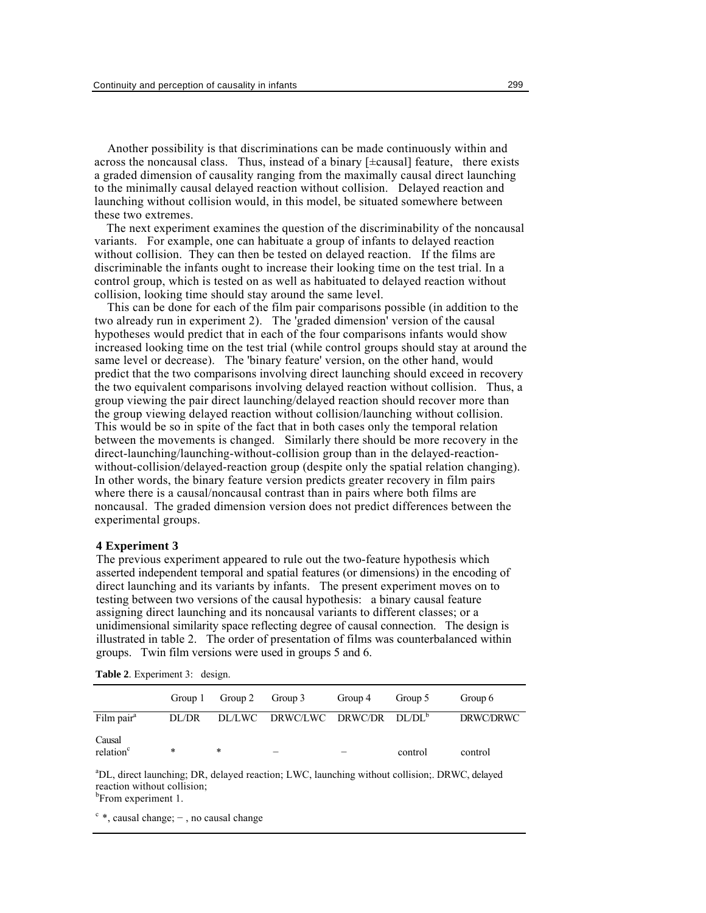Another possibility is that discriminations can be made continuously within and across the noncausal class. Thus, instead of a binary [±causal] feature, there exists a graded dimension of causality ranging from the maximally causal direct launching to the minimally causal delayed reaction without collision. Delayed reaction and launching without collision would, in this model, be situated somewhere between these two extremes.

The next experiment examines the question of the discriminability of the noncausal variants. For example, one can habituate a group of infants to delayed reaction without collision. They can then be tested on delayed reaction. If the films are discriminable the infants ought to increase their looking time on the test trial. In a control group, which is tested on as well as habituated to delayed reaction without collision, looking time should stay around the same level.

This can be done for each of the film pair comparisons possible (in addition to the two already run in experiment 2). The 'graded dimension' version of the causal hypotheses would predict that in each of the four comparisons infants would show increased looking time on the test trial (while control groups should stay at around the same level or decrease). The 'binary feature' version, on the other hand, would predict that the two comparisons involving direct launching should exceed in recovery the two equivalent comparisons involving delayed reaction without collision. Thus, a group viewing the pair direct launching/delayed reaction should recover more than the group viewing delayed reaction without collision/launching without collision. This would be so in spite of the fact that in both cases only the temporal relation between the movements is changed. Similarly there should be more recovery in the direct-launching/launching-without-collision group than in the delayed-reaction-without-collision/delayed-reaction group (despite only the spatial relation changing). In other words, the binary feature version predicts greater recovery in film pairs where there is a causal/noncausal contrast than in pairs where both films are noncausal. The graded dimension version does not predict differences between the experimental groups.

## 4 Experiment 3

The previous experiment appeared to rule out the two-feature hypothesis which asserted independent temporal and spatial features (or dimensions) in the encoding of direct launching and its variants by infants. The present experiment moves on to testing between two versions of the causal hypothesis: a binary causal feature assigning direct launching and its noncausal variants to different classes; or a unidimensional similarity space reflecting degree of causal connection. The design is illustrated in table 2. The order of presentation of films was counterbalanced within groups. Twin film versions were used in groups 5 and 6.

**Table 2**. Experiment 3: design.

| | Group 1 | Group 2 | Group 3 | Group 4 | Group 5 | Group 6 |
|---|---|---|---|---|---|---|
| Film pair[a] | DL/DR | DL/LWC | DRWC/LWC | DRWC/DR | DL/DL[b] | DRWC/DRWC |
| Causal relation[c] | * | * | – | – | control | control |

[a]DL, direct launching; DR, delayed reaction; LWC, launching without collision;. DRWC, delayed reaction without collision;
[b]From experiment 1.
[c] *, causal change; – , no causal change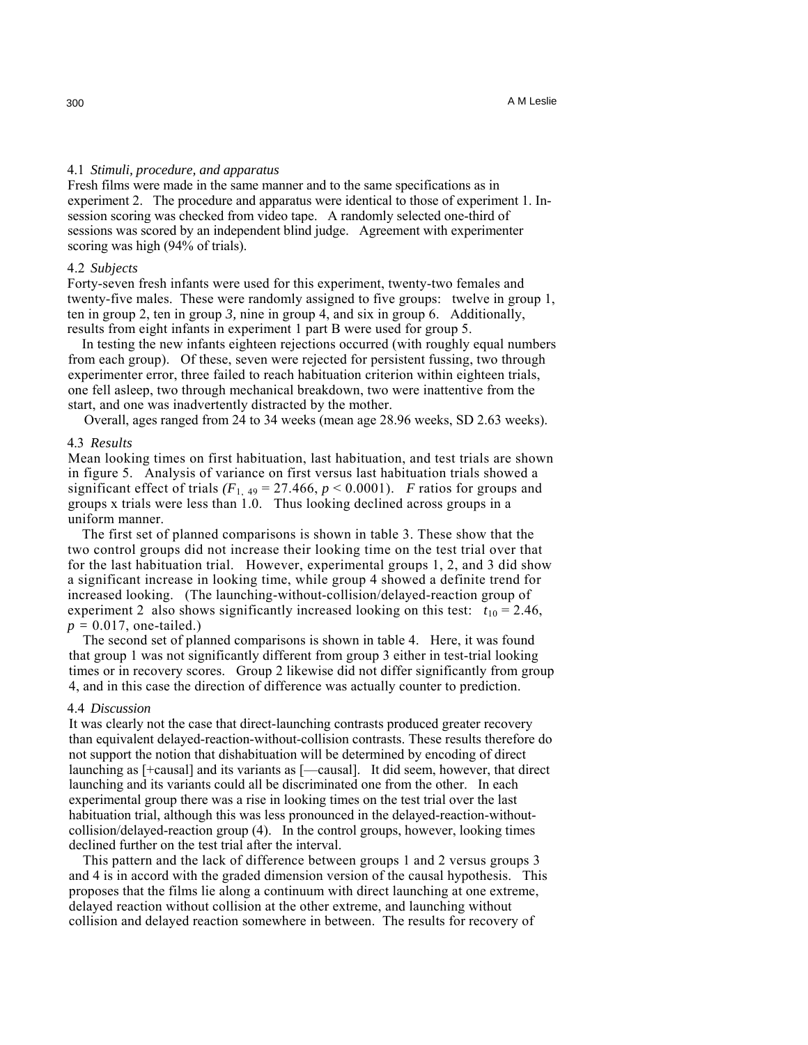### 4.1 *Stimuli, procedure, and apparatus*

Fresh films were made in the same manner and to the same specifications as in experiment 2. The procedure and apparatus were identical to those of experiment 1. In-session scoring was checked from video tape. A randomly selected one-third of sessions was scored by an independent blind judge. Agreement with experimenter scoring was high (94% of trials).

### 4.2 *Subjects*

Forty-seven fresh infants were used for this experiment, twenty-two females and twenty-five males. These were randomly assigned to five groups: twelve in group 1, ten in group 2, ten in group *3,* nine in group 4, and six in group 6. Additionally, results from eight infants in experiment 1 part B were used for group 5.

In testing the new infants eighteen rejections occurred (with roughly equal numbers from each group). Of these, seven were rejected for persistent fussing, two through experimenter error, three failed to reach habituation criterion within eighteen trials, one fell asleep, two through mechanical breakdown, two were inattentive from the start, and one was inadvertently distracted by the mother.

Overall, ages ranged from 24 to 34 weeks (mean age 28.96 weeks, SD 2.63 weeks).

### 4.3 *Results*

Mean looking times on first habituation, last habituation, and test trials are shown in figure 5. Analysis of variance on first versus last habituation trials showed a significant effect of trials ($F_{1,\,49} = 27.466$, $p < 0.0001$). *F* ratios for groups and groups x trials were less than 1.0. Thus looking declined across groups in a uniform manner.

The first set of planned comparisons is shown in table 3. These show that the two control groups did not increase their looking time on the test trial over that for the last habituation trial. However, experimental groups 1, 2, and 3 did show a significant increase in looking time, while group 4 showed a definite trend for increased looking. (The launching-without-collision/delayed-reaction group of experiment 2 also shows significantly increased looking on this test: $t_{10} = 2.46$, $p = 0.017$, one-tailed.)

The second set of planned comparisons is shown in table 4. Here, it was found that group 1 was not significantly different from group 3 either in test-trial looking times or in recovery scores. Group 2 likewise did not differ significantly from group 4, and in this case the direction of difference was actually counter to prediction.

### 4.4 *Discussion*

It was clearly not the case that direct-launching contrasts produced greater recovery than equivalent delayed-reaction-without-collision contrasts. These results therefore do not support the notion that dishabituation will be determined by encoding of direct launching as [+causal] and its variants as [—causal]. It did seem, however, that direct launching and its variants could all be discriminated one from the other. In each experimental group there was a rise in looking times on the test trial over the last habituation trial, although this was less pronounced in the delayed-reaction-without-collision/delayed-reaction group (4). In the control groups, however, looking times declined further on the test trial after the interval.

This pattern and the lack of difference between groups 1 and 2 versus groups 3 and 4 is in accord with the graded dimension version of the causal hypothesis. This proposes that the films lie along a continuum with direct launching at one extreme, delayed reaction without collision at the other extreme, and launching without collision and delayed reaction somewhere in between. The results for recovery of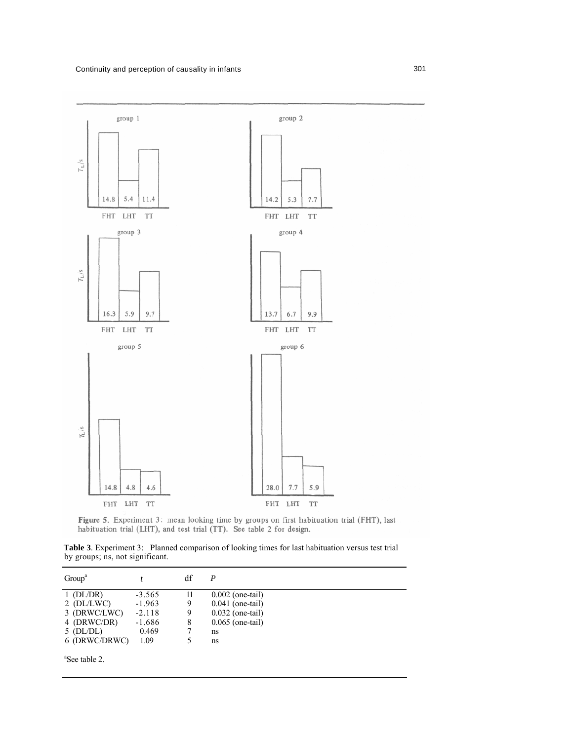Figure 5. Experiment 3: mean looking time by groups on first habituation trial (FHT), last habituation trial (LHT), and test trial (TT). See table 2 for design.

**Table 3**. Experiment 3: Planned comparison of looking times for last habituation versus test trial by groups; ns, not significant.

| Group[a] | $t$ | df | $P$ |
|---|---|---|---|
| 1 (DL/DR) | -3.565 | 11 | 0.002 (one-tail) |
| 2 (DL/LWC) | -1.963 | 9 | 0.041 (one-tail) |
| 3 (DRWC/LWC) | -2.118 | 9 | 0.032 (one-tail) |
| 4 (DRWC/DR) | -1.686 | 8 | 0.065 (one-tail) |
| 5 (DL/DL) | 0.469 | 7 | ns |
| 6 (DRWC/DRWC) | 1.09 | 5 | ns |

[a]See table 2.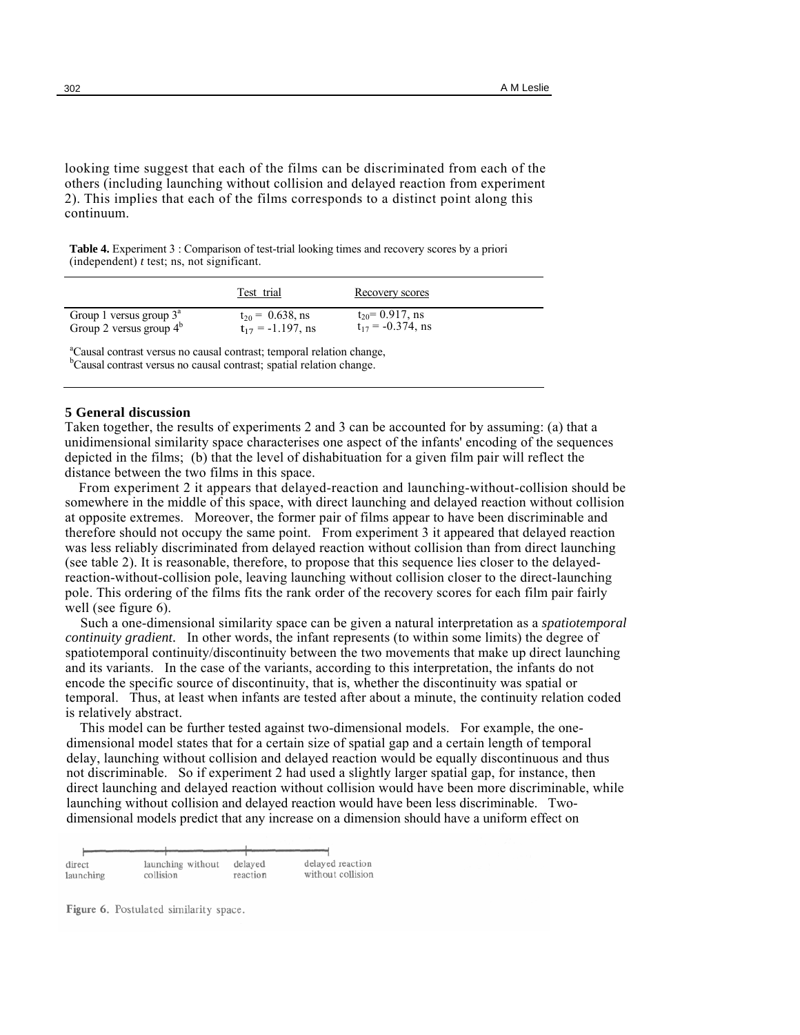looking time suggest that each of the films can be discriminated from each of the others (including launching without collision and delayed reaction from experiment 2). This implies that each of the films corresponds to a distinct point along this continuum.

**Table 4.** Experiment 3 : Comparison of test-trial looking times and recovery scores by a priori (independent) *t* test; ns, not significant.

| | Test trial | Recovery scores |
|---|---|---|
| Group 1 versus group 3[a] | $t_{20} = 0.638$, ns | $t_{20} = 0.917$, ns |
| Group 2 versus group 4[b] | $t_{17} = -1.197$, ns | $t_{17} = -0.374$, ns |

[a]Causal contrast versus no causal contrast; temporal relation change,
[b]Causal contrast versus no causal contrast; spatial relation change.

## 5 General discussion

Taken together, the results of experiments 2 and 3 can be accounted for by assuming: (a) that a unidimensional similarity space characterises one aspect of the infants' encoding of the sequences depicted in the films; (b) that the level of dishabituation for a given film pair will reflect the distance between the two films in this space.

From experiment 2 it appears that delayed-reaction and launching-without-collision should be somewhere in the middle of this space, with direct launching and delayed reaction without collision at opposite extremes. Moreover, the former pair of films appear to have been discriminable and therefore should not occupy the same point. From experiment 3 it appeared that delayed reaction was less reliably discriminated from delayed reaction without collision than from direct launching (see table 2). It is reasonable, therefore, to propose that this sequence lies closer to the delayed-reaction-without-collision pole, leaving launching without collision closer to the direct-launching pole. This ordering of the films fits the rank order of the recovery scores for each film pair fairly well (see figure 6).

Such a one-dimensional similarity space can be given a natural interpretation as a *spatiotemporal continuity gradient.* In other words, the infant represents (to within some limits) the degree of spatiotemporal continuity/discontinuity between the two movements that make up direct launching and its variants. In the case of the variants, according to this interpretation, the infants do not encode the specific source of discontinuity, that is, whether the discontinuity was spatial or temporal. Thus, at least when infants are tested after about a minute, the continuity relation coded is relatively abstract.

This model can be further tested against two-dimensional models. For example, the one-dimensional model states that for a certain size of spatial gap and a certain length of temporal delay, launching without collision and delayed reaction would be equally discontinuous and thus not discriminable. So if experiment 2 had used a slightly larger spatial gap, for instance, then direct launching and delayed reaction without collision would have been more discriminable, while launching without collision and delayed reaction would have been less discriminable. Two-dimensional models predict that any increase on a dimension should have a uniform effect on

direct launching — launching without collision — delayed reaction — delayed reaction without collision

**Figure 6.** Postulated similarity space.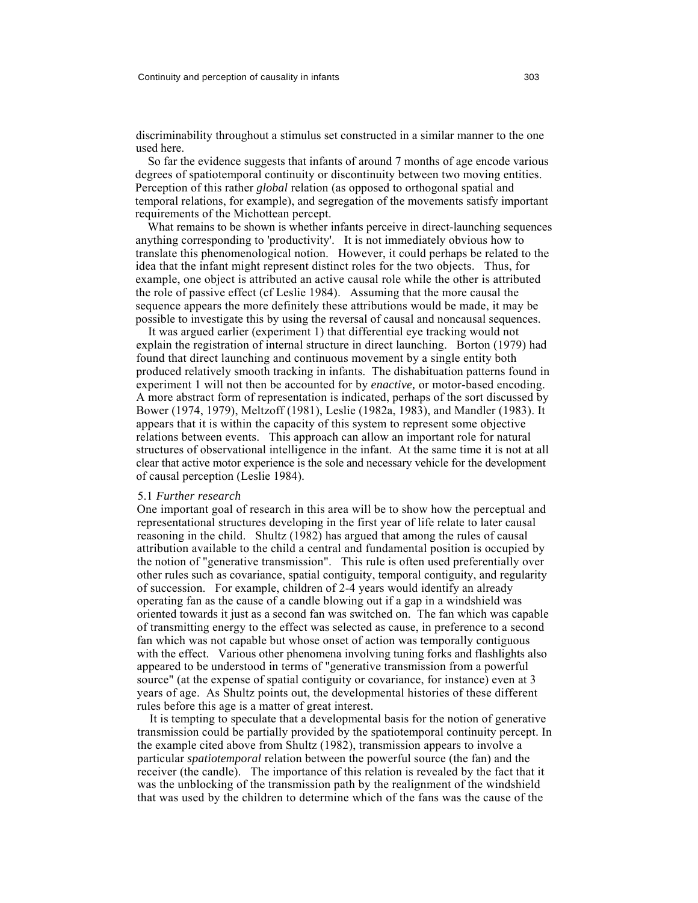discriminability throughout a stimulus set constructed in a similar manner to the one used here.

So far the evidence suggests that infants of around 7 months of age encode various degrees of spatiotemporal continuity or discontinuity between two moving entities. Perception of this rather *global* relation (as opposed to orthogonal spatial and temporal relations, for example), and segregation of the movements satisfy important requirements of the Michottean percept.

What remains to be shown is whether infants perceive in direct-launching sequences anything corresponding to 'productivity'. It is not immediately obvious how to translate this phenomenological notion. However, it could perhaps be related to the idea that the infant might represent distinct roles for the two objects. Thus, for example, one object is attributed an active causal role while the other is attributed the role of passive effect (cf Leslie 1984). Assuming that the more causal the sequence appears the more definitely these attributions would be made, it may be possible to investigate this by using the reversal of causal and noncausal sequences.

It was argued earlier (experiment 1) that differential eye tracking would not explain the registration of internal structure in direct launching. Borton (1979) had found that direct launching and continuous movement by a single entity both produced relatively smooth tracking in infants. The dishabituation patterns found in experiment 1 will not then be accounted for by *enactive,* or motor-based encoding. A more abstract form of representation is indicated, perhaps of the sort discussed by Bower (1974, 1979), Meltzoff (1981), Leslie (1982a, 1983), and Mandler (1983). It appears that it is within the capacity of this system to represent some objective relations between events. This approach can allow an important role for natural structures of observational intelligence in the infant. At the same time it is not at all clear that active motor experience is the sole and necessary vehicle for the development of causal perception (Leslie 1984).

### 5.1 *Further research*

One important goal of research in this area will be to show how the perceptual and representational structures developing in the first year of life relate to later causal reasoning in the child. Shultz (1982) has argued that among the rules of causal attribution available to the child a central and fundamental position is occupied by the notion of "generative transmission". This rule is often used preferentially over other rules such as covariance, spatial contiguity, temporal contiguity, and regularity of succession. For example, children of 2-4 years would identify an already operating fan as the cause of a candle blowing out if a gap in a windshield was oriented towards it just as a second fan was switched on. The fan which was capable of transmitting energy to the effect was selected as cause, in preference to a second fan which was not capable but whose onset of action was temporally contiguous with the effect. Various other phenomena involving tuning forks and flashlights also appeared to be understood in terms of "generative transmission from a powerful source" (at the expense of spatial contiguity or covariance, for instance) even at 3 years of age. As Shultz points out, the developmental histories of these different rules before this age is a matter of great interest.

It is tempting to speculate that a developmental basis for the notion of generative transmission could be partially provided by the spatiotemporal continuity percept. In the example cited above from Shultz (1982), transmission appears to involve a particular *spatiotemporal* relation between the powerful source (the fan) and the receiver (the candle). The importance of this relation is revealed by the fact that it was the unblocking of the transmission path by the realignment of the windshield that was used by the children to determine which of the fans was the cause of the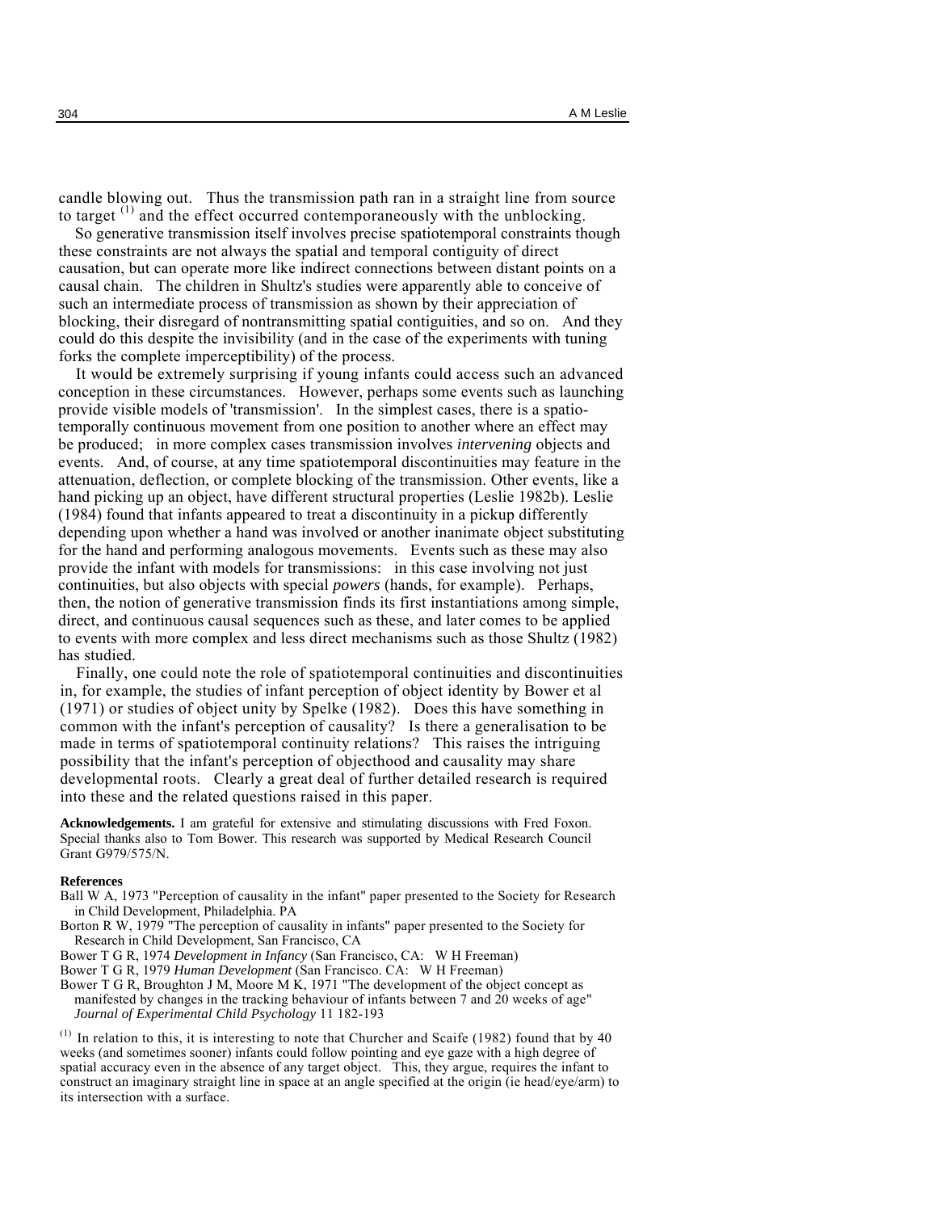candle blowing out. Thus the transmission path ran in a straight line from source to target [(1)] and the effect occurred contemporaneously with the unblocking.

So generative transmission itself involves precise spatiotemporal constraints though these constraints are not always the spatial and temporal contiguity of direct causation, but can operate more like indirect connections between distant points on a causal chain. The children in Shultz's studies were apparently able to conceive of such an intermediate process of transmission as shown by their appreciation of blocking, their disregard of nontransmitting spatial contiguities, and so on. And they could do this despite the invisibility (and in the case of the experiments with tuning forks the complete imperceptibility) of the process.

It would be extremely surprising if young infants could access such an advanced conception in these circumstances. However, perhaps some events such as launching provide visible models of 'transmission'. In the simplest cases, there is a spatio-temporally continuous movement from one position to another where an effect may be produced; in more complex cases transmission involves *intervening* objects and events. And, of course, at any time spatiotemporal discontinuities may feature in the attenuation, deflection, or complete blocking of the transmission. Other events, like a hand picking up an object, have different structural properties (Leslie 1982b). Leslie (1984) found that infants appeared to treat a discontinuity in a pickup differently depending upon whether a hand was involved or another inanimate object substituting for the hand and performing analogous movements. Events such as these may also provide the infant with models for transmissions: in this case involving not just continuities, but also objects with special *powers* (hands, for example). Perhaps, then, the notion of generative transmission finds its first instantiations among simple, direct, and continuous causal sequences such as these, and later comes to be applied to events with more complex and less direct mechanisms such as those Shultz (1982) has studied.

Finally, one could note the role of spatiotemporal continuities and discontinuities in, for example, the studies of infant perception of object identity by Bower et al (1971) or studies of object unity by Spelke (1982). Does this have something in common with the infant's perception of causality? Is there a generalisation to be made in terms of spatiotemporal continuity relations? This raises the intriguing possibility that the infant's perception of objecthood and causality may share developmental roots. Clearly a great deal of further detailed research is required into these and the related questions raised in this paper.

**Acknowledgements.** I am grateful for extensive and stimulating discussions with Fred Foxon. Special thanks also to Tom Bower. This research was supported by Medical Research Council Grant G979/575/N.

**References**

Ball W A, 1973 "Perception of causality in the infant" paper presented to the Society for Research in Child Development, Philadelphia. PA

Borton R W, 1979 "The perception of causality in infants" paper presented to the Society for Research in Child Development, San Francisco, CA

Bower T G R, 1974 *Development in Infancy* (San Francisco, CA: W H Freeman)

Bower T G R, 1979 *Human Development* (San Francisco. CA: W H Freeman)

Bower T G R, Broughton J M, Moore M K, 1971 "The development of the object concept as manifested by changes in the tracking behaviour of infants between 7 and 20 weeks of age" *Journal of Experimental Child Psychology* 11 182-193

[(1)] In relation to this, it is interesting to note that Churcher and Scaife (1982) found that by 40 weeks (and sometimes sooner) infants could follow pointing and eye gaze with a high degree of spatial accuracy even in the absence of any target object. This, they argue, requires the infant to construct an imaginary straight line in space at an angle specified at the origin (ie head/eye/arm) to its intersection with a surface.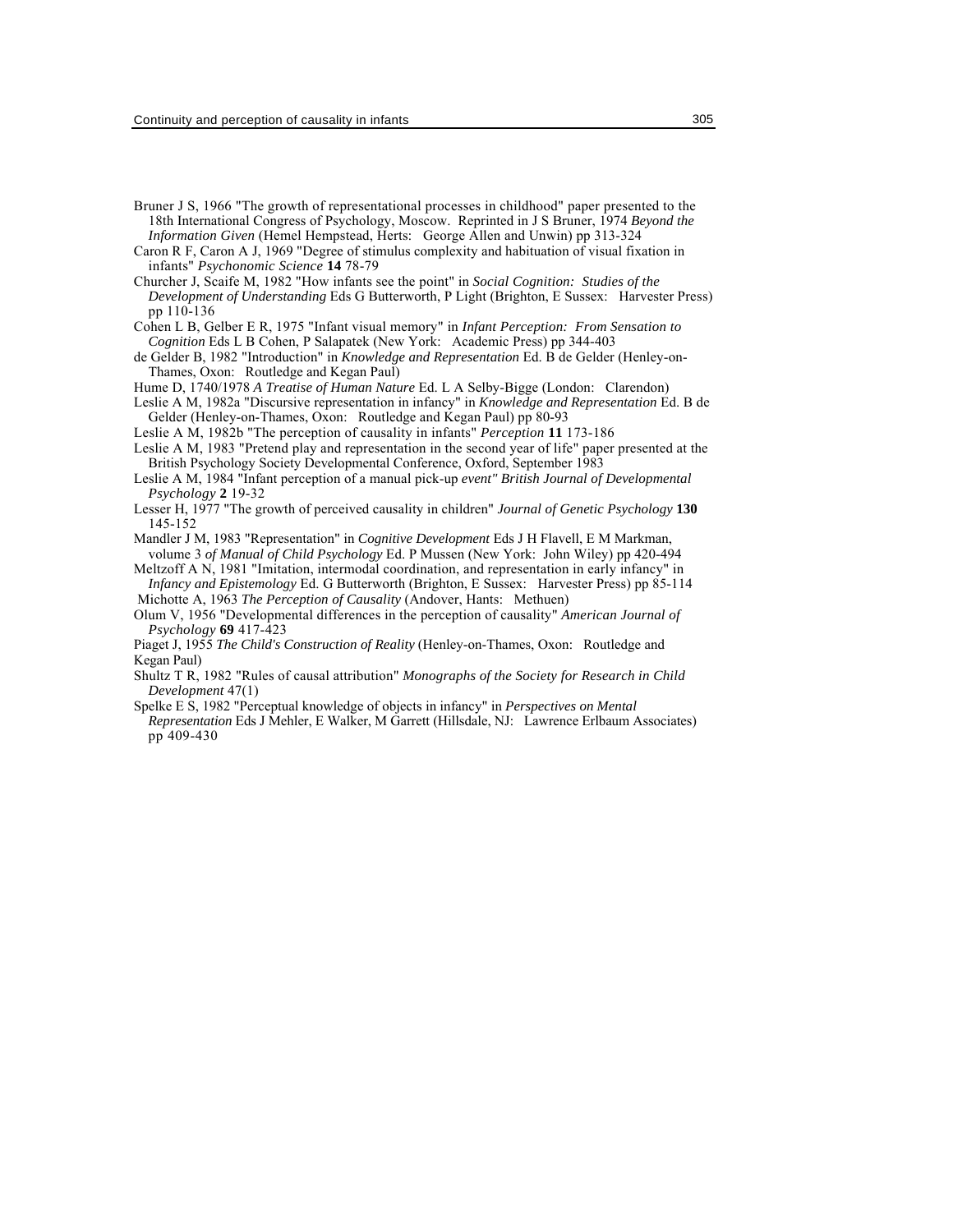Bruner J S, 1966 "The growth of representational processes in childhood" paper presented to the 18th International Congress of Psychology, Moscow. Reprinted in J S Bruner, 1974 *Beyond the Information Given* (Hemel Hempstead, Herts: George Allen and Unwin) pp 313-324

Caron R F, Caron A J, 1969 "Degree of stimulus complexity and habituation of visual fixation in infants" *Psychonomic Science* **14** 78-79

Churcher J, Scaife M, 1982 "How infants see the point" in *Social Cognition: Studies of the Development of Understanding* Eds G Butterworth, P Light (Brighton, E Sussex: Harvester Press) pp 110-136

Cohen L B, Gelber E R, 1975 "Infant visual memory" in *Infant Perception: From Sensation to Cognition* Eds L B Cohen, P Salapatek (New York: Academic Press) pp 344-403

de Gelder B, 1982 "Introduction" in *Knowledge and Representation* Ed. B de Gelder (Henley-on-Thames, Oxon: Routledge and Kegan Paul)

Hume D, 1740/1978 *A Treatise of Human Nature* Ed. L A Selby-Bigge (London: Clarendon)

Leslie A M, 1982a "Discursive representation in infancy" in *Knowledge and Representation* Ed. B de Gelder (Henley-on-Thames, Oxon: Routledge and Kegan Paul) pp 80-93

Leslie A M, 1982b "The perception of causality in infants" *Perception* **11** 173-186

Leslie A M, 1983 "Pretend play and representation in the second year of life" paper presented at the British Psychology Society Developmental Conference, Oxford, September 1983

Leslie A M, 1984 "Infant perception of a manual pick-up *event" British Journal of Developmental Psychology* **2** 19-32

Lesser H, 1977 "The growth of perceived causality in children" *Journal of Genetic Psychology* **130** 145-152

Mandler J M, 1983 "Representation" in *Cognitive Development* Eds J H Flavell, E M Markman, volume 3 *of Manual of Child Psychology* Ed. P Mussen (New York: John Wiley) pp 420-494

Meltzoff A N, 1981 "Imitation, intermodal coordination, and representation in early infancy" in *Infancy and Epistemology* Ed. G Butterworth (Brighton, E Sussex: Harvester Press) pp 85-114

Michotte A, 1963 *The Perception of Causality* (Andover, Hants: Methuen)

Olum V, 1956 "Developmental differences in the perception of causality" *American Journal of Psychology* **69** 417-423

Piaget J, 1955 *The Child's Construction of Reality* (Henley-on-Thames, Oxon: Routledge and Kegan Paul)

Shultz T R, 1982 "Rules of causal attribution" *Monographs of the Society for Research in Child Development* 47(1)

Spelke E S, 1982 "Perceptual knowledge of objects in infancy" in *Perspectives on Mental Representation* Eds J Mehler, E Walker, M Garrett (Hillsdale, NJ: Lawrence Erlbaum Associates) pp 409-430